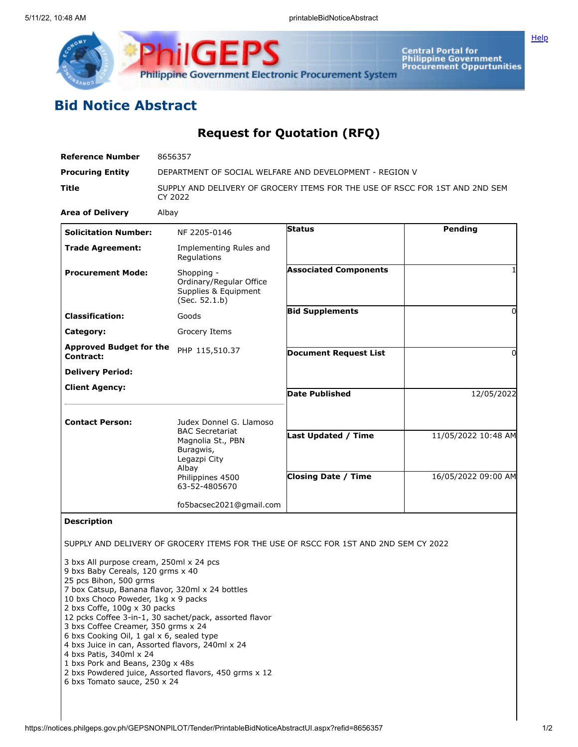# Bid Notice Abstract

## Request for Quotation (RFQ)

| | |
|---|---|
| **Reference Number** | 8656357 |
| **Procuring Entity** | DEPARTMENT OF SOCIAL WELFARE AND DEVELOPMENT - REGION V |
| **Title** | SUPPLY AND DELIVERY OF GROCERY ITEMS FOR THE USE OF RSCC FOR 1ST AND 2ND SEM CY 2022 |
| **Area of Delivery** | Albay |

| | | | |
|---|---|---|---|
| **Solicitation Number:** | NF 2205-0146 | **Status** | Pending |
| **Trade Agreement:** | Implementing Rules and Regulations | | |
| **Procurement Mode:** | Shopping - Ordinary/Regular Office Supplies & Equipment (Sec. 52.1.b) | **Associated Components** | 1 |
| **Classification:** | Goods | **Bid Supplements** | 0 |
| **Category:** | Grocery Items | | |
| **Approved Budget for the Contract:** | PHP 115,510.37 | **Document Request List** | 0 |
| **Delivery Period:** | | | |
| **Client Agency:** | | **Date Published** | 12/05/2022 |
| **Contact Person:** | Judex Donnel G. Llamoso<br>BAC Secretariat<br>Magnolia St., PBN Buragwis,<br>Legazpi City<br>Albay<br>Philippines 4500<br>63-52-4805670<br><br>fo5bacsec2021@gmail.com | **Last Updated / Time** | 11/05/2022 10:48 AM |
| | | **Closing Date / Time** | 16/05/2022 09:00 AM |

**Description**

SUPPLY AND DELIVERY OF GROCERY ITEMS FOR THE USE OF RSCC FOR 1ST AND 2ND SEM CY 2022

3 bxs All purpose cream, 250ml x 24 pcs
9 bxs Baby Cereals, 120 grms x 40
25 pcs Bihon, 500 grms
7 box Catsup, Banana flavor, 320ml x 24 bottles
10 bxs Choco Poweder, 1kg x 9 packs
2 bxs Coffe, 100g x 30 packs
12 pcks Coffee 3-in-1, 30 sachet/pack, assorted flavor
3 bxs Coffee Creamer, 350 grms x 24
6 bxs Cooking Oil, 1 gal x 6, sealed type
4 bxs Juice in can, Assorted flavors, 240ml x 24
4 bxs Patis, 340ml x 24
1 bxs Pork and Beans, 230g x 48s
2 bxs Powdered juice, Assorted flavors, 450 grms x 12
6 bxs Tomato sauce, 250 x 24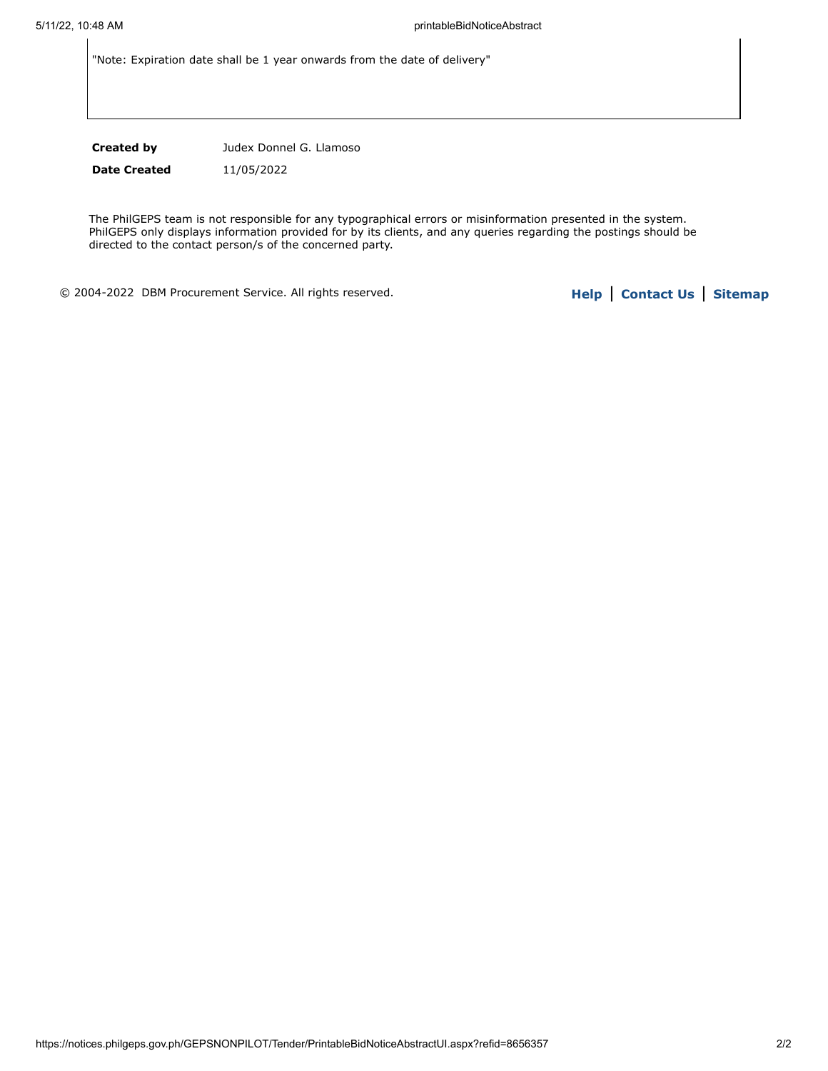"Note: Expiration date shall be 1 year onwards from the date of delivery"

| | |
|---|---|
| **Created by** | Judex Donnel G. Llamoso |
| **Date Created** | 11/05/2022 |

The PhilGEPS team is not responsible for any typographical errors or misinformation presented in the system. PhilGEPS only displays information provided for by its clients, and any queries regarding the postings should be directed to the contact person/s of the concerned party.

© 2004-2022 DBM Procurement Service. All rights reserved.

**Help** | **Contact Us** | **Sitemap**